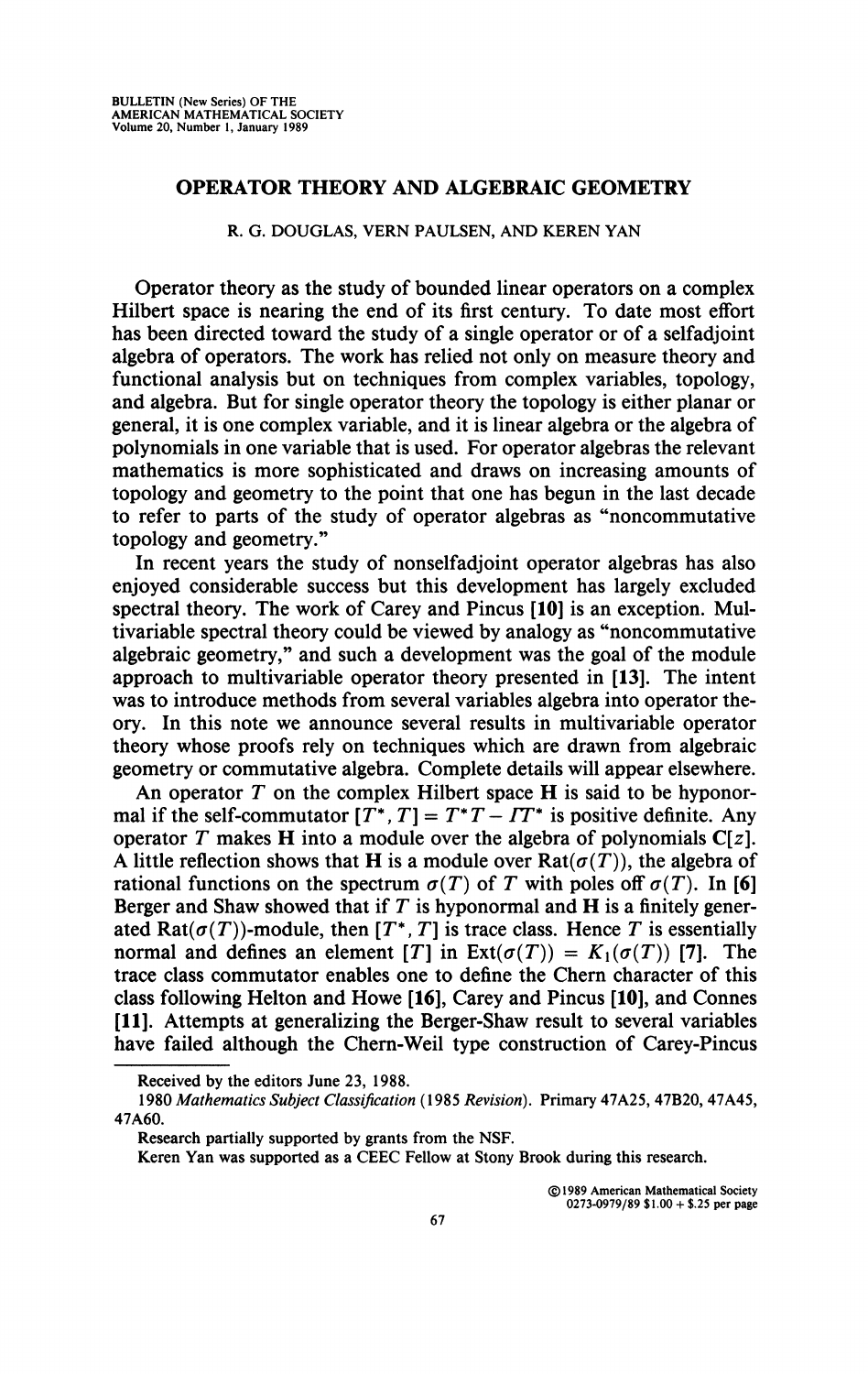# OPERATOR THEORY AND ALGEBRAIC GEOMETRY

R. G. DOUGLAS, VERN PAULSEN, AND KEREN YAN

Operator theory as the study of bounded linear operators on a complex Hilbert space is nearing the end of its first century. To date most effort has been directed toward the study of a single operator or of a selfadjoint algebra of operators. The work has relied not only on measure theory and functional analysis but on techniques from complex variables, topology, and algebra. But for single operator theory the topology is either planar or general, it is one complex variable, and it is linear algebra or the algebra of polynomials in one variable that is used. For operator algebras the relevant mathematics is more sophisticated and draws on increasing amounts of topology and geometry to the point that one has begun in the last decade to refer to parts of the study of operator algebras as "noncommutative topology and geometry."

In recent years the study of nonselfadjoint operator algebras has also enjoyed considerable success but this development has largely excluded spectral theory. The work of Carey and Pincus **[10]** is an exception. Multivariable spectral theory could be viewed by analogy as "noncommutative algebraic geometry," and such a development was the goal of the module approach to multivariable operator theory presented in **[13]**. The intent was to introduce methods from several variables algebra into operator theory. In this note we announce several results in multivariable operator theory whose proofs rely on techniques which are drawn from algebraic geometry or commutative algebra. Complete details will appear elsewhere.

An operator $T$ on the complex Hilbert space $\mathbf{H}$ is said to be hyponormal if the self-commutator $[T^*, T] = T^*T - TT^*$ is positive definite. Any operator $T$ makes $\mathbf{H}$ into a module over the algebra of polynomials $\mathbf{C}[z]$. A little reflection shows that $\mathbf{H}$ is a module over $\mathrm{Rat}(\sigma(T))$, the algebra of rational functions on the spectrum $\sigma(T)$ of $T$ with poles off $\sigma(T)$. In **[6]** Berger and Shaw showed that if $T$ is hyponormal and $\mathbf{H}$ is a finitely generated $\mathrm{Rat}(\sigma(T))$-module, then $[T^*, T]$ is trace class. Hence $T$ is essentially normal and defines an element $[T]$ in $\mathrm{Ext}(\sigma(T)) = K_1(\sigma(T))$ **[7]**. The trace class commutator enables one to define the Chern character of this class following Helton and Howe **[16]**, Carey and Pincus **[10]**, and Connes **[11]**. Attempts at generalizing the Berger-Shaw result to several variables have failed although the Chern-Weil type construction of Carey-Pincus

---

Received by the editors June 23, 1988.

1980 *Mathematics Subject Classification* (1985 *Revision*). Primary 47A25, 47B20, 47A45, 47A60.

Research partially supported by grants from the NSF.

Keren Yan was supported as a CEEC Fellow at Stony Brook during this research.

©1989 American Mathematical Society 0273-0979/89 $1.00 + $.25 per page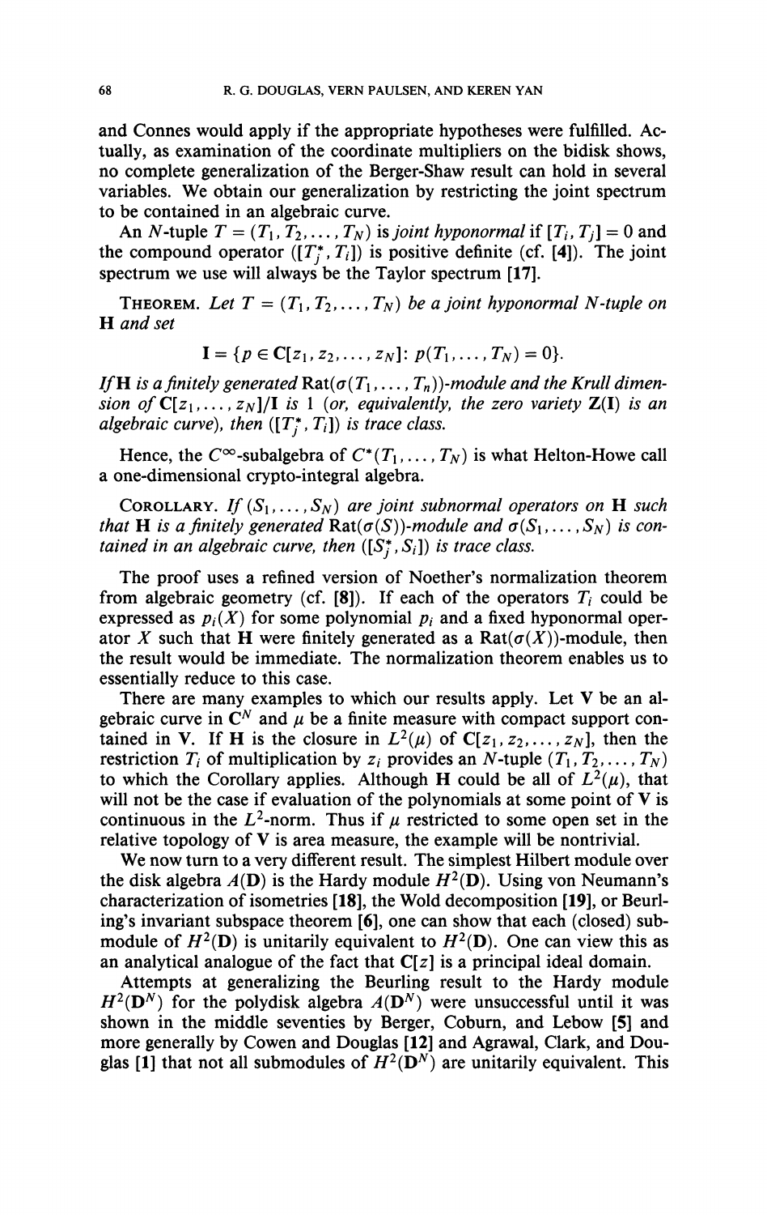and Connes would apply if the appropriate hypotheses were fulfilled. Actually, as examination of the coordinate multipliers on the bidisk shows, no complete generalization of the Berger-Shaw result can hold in several variables. We obtain our generalization by restricting the joint spectrum to be contained in an algebraic curve.

An $N$-tuple $T = (T_1, T_2, \ldots, T_N)$ is *joint hyponormal* if $[T_i, T_j] = 0$ and the compound operator $([T_j^*, T_i])$ is positive definite (cf. **[4]**). The joint spectrum we use will always be the Taylor spectrum **[17]**.

THEOREM. *Let $T = (T_1, T_2, \ldots, T_N)$ be a joint hyponormal $N$-tuple on $\mathbf{H}$ and set*

$$\mathbf{I} = \{p \in \mathbf{C}[z_1, z_2, \ldots, z_N] : p(T_1, \ldots, T_N) = 0\}.$$

*If $\mathbf{H}$ is a finitely generated $\operatorname{Rat}(\sigma(T_1, \ldots, T_n))$-module and the Krull dimension of $\mathbf{C}[z_1, \ldots, z_N]/\mathbf{I}$ is 1 (or, equivalently, the zero variety $\mathbf{Z}(\mathbf{I})$ is an algebraic curve), then $([T_j^*, T_i])$ is trace class.*

Hence, the $C^\infty$-subalgebra of $C^*(T_1, \ldots, T_N)$ is what Helton-Howe call a one-dimensional crypto-integral algebra.

COROLLARY. *If $(S_1, \ldots, S_N)$ are joint subnormal operators on $\mathbf{H}$ such that $\mathbf{H}$ is a finitely generated $\operatorname{Rat}(\sigma(S))$-module and $\sigma(S_1, \ldots, S_N)$ is contained in an algebraic curve, then $([S_j^*, S_i])$ is trace class.*

The proof uses a refined version of Noether's normalization theorem from algebraic geometry (cf. **[8]**). If each of the operators $T_i$ could be expressed as $p_i(X)$ for some polynomial $p_i$ and a fixed hyponormal operator $X$ such that $\mathbf{H}$ were finitely generated as a $\operatorname{Rat}(\sigma(X))$-module, then the result would be immediate. The normalization theorem enables us to essentially reduce to this case.

There are many examples to which our results apply. Let $\mathbf{V}$ be an algebraic curve in $\mathbf{C}^N$ and $\mu$ be a finite measure with compact support contained in $\mathbf{V}$. If $\mathbf{H}$ is the closure in $L^2(\mu)$ of $\mathbf{C}[z_1, z_2, \ldots, z_N]$, then the restriction $T_i$ of multiplication by $z_i$ provides an $N$-tuple $(T_1, T_2, \ldots, T_N)$ to which the Corollary applies. Although $\mathbf{H}$ could be all of $L^2(\mu)$, that will not be the case if evaluation of the polynomials at some point of $\mathbf{V}$ is continuous in the $L^2$-norm. Thus if $\mu$ restricted to some open set in the relative topology of $\mathbf{V}$ is area measure, the example will be nontrivial.

We now turn to a very different result. The simplest Hilbert module over the disk algebra $A(\mathbf{D})$ is the Hardy module $H^2(\mathbf{D})$. Using von Neumann's characterization of isometries **[18]**, the Wold decomposition **[19]**, or Beurling's invariant subspace theorem **[6]**, one can show that each (closed) submodule of $H^2(\mathbf{D})$ is unitarily equivalent to $H^2(\mathbf{D})$. One can view this as an analytical analogue of the fact that $\mathbf{C}[z]$ is a principal ideal domain.

Attempts at generalizing the Beurling result to the Hardy module $H^2(\mathbf{D}^N)$ for the polydisk algebra $A(\mathbf{D}^N)$ were unsuccessful until it was shown in the middle seventies by Berger, Coburn, and Lebow **[5]** and more generally by Cowen and Douglas **[12]** and Agrawal, Clark, and Douglas **[1]** that not all submodules of $H^2(\mathbf{D}^N)$ are unitarily equivalent. This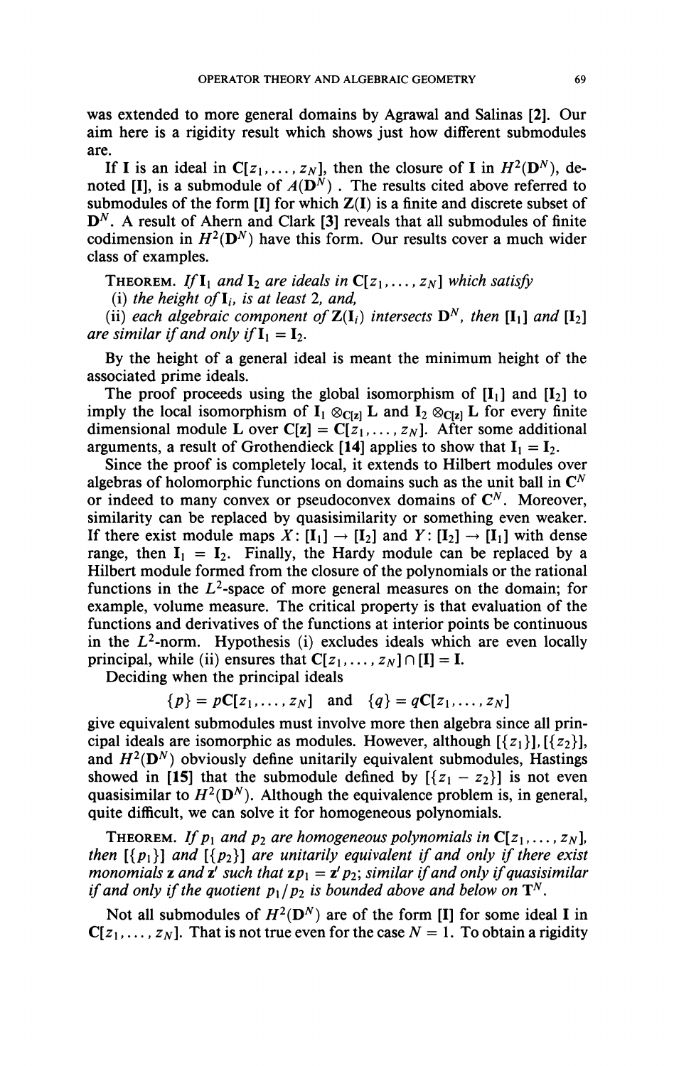was extended to more general domains by Agrawal and Salinas [2]. Our aim here is a rigidity result which shows just how different submodules are.

If $\mathbf{I}$ is an ideal in $\mathbf{C}[z_1, \ldots, z_N]$, then the closure of $\mathbf{I}$ in $H^2(\mathbf{D}^N)$, denoted $[\mathbf{I}]$, is a submodule of $A(\mathbf{D}^N)$. The results cited above referred to submodules of the form $[\mathbf{I}]$ for which $\mathbf{Z}(\mathbf{I})$ is a finite and discrete subset of $\mathbf{D}^N$. A result of Ahern and Clark [3] reveals that all submodules of finite codimension in $H^2(\mathbf{D}^N)$ have this form. Our results cover a much wider class of examples.

THEOREM. *If $\mathbf{I}_1$ and $\mathbf{I}_2$ are ideals in $\mathbf{C}[z_1, \ldots, z_N]$ which satisfy*
*(i) the height of $\mathbf{I}_i$, is at least 2, and,*
*(ii) each algebraic component of $\mathbf{Z}(\mathbf{I}_i)$ intersects $\mathbf{D}^N$, then $[\mathbf{I}_1]$ and $[\mathbf{I}_2]$ are similar if and only if $\mathbf{I}_1 = \mathbf{I}_2$.*

By the height of a general ideal is meant the minimum height of the associated prime ideals.

The proof proceeds using the global isomorphism of $[\mathbf{I}_1]$ and $[\mathbf{I}_2]$ to imply the local isomorphism of $\mathbf{I}_1 \otimes_{\mathbf{C}[\mathbf{z}]} \mathbf{L}$ and $\mathbf{I}_2 \otimes_{\mathbf{C}[\mathbf{z}]} \mathbf{L}$ for every finite dimensional module $\mathbf{L}$ over $\mathbf{C}[\mathbf{z}] = \mathbf{C}[z_1, \ldots, z_N]$. After some additional arguments, a result of Grothendieck [14] applies to show that $\mathbf{I}_1 = \mathbf{I}_2$.

Since the proof is completely local, it extends to Hilbert modules over algebras of holomorphic functions on domains such as the unit ball in $\mathbf{C}^N$ or indeed to many convex or pseudoconvex domains of $\mathbf{C}^N$. Moreover, similarity can be replaced by quasisimilarity or something even weaker. If there exist module maps $X: [\mathbf{I}_1] \to [\mathbf{I}_2]$ and $Y: [\mathbf{I}_2] \to [\mathbf{I}_1]$ with dense range, then $\mathbf{I}_1 = \mathbf{I}_2$. Finally, the Hardy module can be replaced by a Hilbert module formed from the closure of the polynomials or the rational functions in the $L^2$-space of more general measures on the domain; for example, volume measure. The critical property is that evaluation of the functions and derivatives of the functions at interior points be continuous in the $L^2$-norm. Hypothesis (i) excludes ideals which are even locally principal, while (ii) ensures that $\mathbf{C}[z_1, \ldots, z_N] \cap [\mathbf{I}] = \mathbf{I}$.

Deciding when the principal ideals

$$\{p\} = p\mathbf{C}[z_1, \ldots, z_N] \quad \text{and} \quad \{q\} = q\mathbf{C}[z_1, \ldots, z_N]$$

give equivalent submodules must involve more then algebra since all principal ideals are isomorphic as modules. However, although $[\{z_1\}], [\{z_2\}]$, and $H^2(\mathbf{D}^N)$ obviously define unitarily equivalent submodules, Hastings showed in [15] that the submodule defined by $[\{z_1 - z_2\}]$ is not even quasisimilar to $H^2(\mathbf{D}^N)$. Although the equivalence problem is, in general, quite difficult, we can solve it for homogeneous polynomials.

THEOREM. *If $p_1$ and $p_2$ are homogeneous polynomials in $\mathbf{C}[z_1, \ldots, z_N]$, then $[\{p_1\}]$ and $[\{p_2\}]$ are unitarily equivalent if and only if there exist monomials $\mathbf{z}$ and $\mathbf{z}'$ such that $\mathbf{z}p_1 = \mathbf{z}'p_2$; similar if and only if quasisimilar if and only if the quotient $p_1/p_2$ is bounded above and below on $\mathbf{T}^N$.*

Not all submodules of $H^2(\mathbf{D}^N)$ are of the form $[\mathbf{I}]$ for some ideal $\mathbf{I}$ in $\mathbf{C}[z_1, \ldots, z_N]$. That is not true even for the case $N = 1$. To obtain a rigidity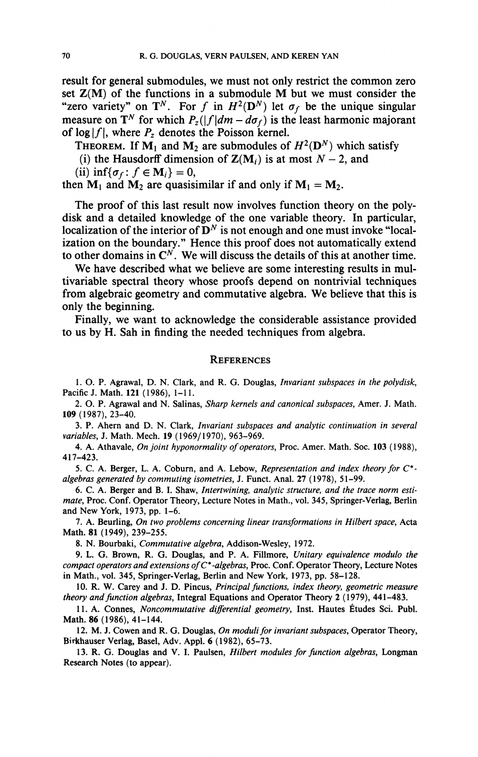result for general submodules, we must not only restrict the common zero set $\mathbf{Z}(\mathbf{M})$ of the functions in a submodule $\mathbf{M}$ but we must consider the "zero variety" on $\mathbf{T}^N$. For $f$ in $H^2(\mathbf{D}^N)$ let $\sigma_f$ be the unique singular measure on $\mathbf{T}^N$ for which $P_z(|f|dm - d\sigma_f)$ is the least harmonic majorant of $\log|f|$, where $P_z$ denotes the Poisson kernel.

**THEOREM.** *If $\mathbf{M}_1$ and $\mathbf{M}_2$ are submodules of $H^2(\mathbf{D}^N)$ which satisfy*

*(i) the Hausdorff dimension of $\mathbf{Z}(\mathbf{M}_i)$ is at most $N-2$, and*

*(ii) $\inf\{\sigma_f : f \in \mathbf{M}_i\} = 0$,*

*then $\mathbf{M}_1$ and $\mathbf{M}_2$ are quasisimilar if and only if $\mathbf{M}_1 = \mathbf{M}_2$.*

The proof of this last result now involves function theory on the polydisk and a detailed knowledge of the one variable theory. In particular, localization of the interior of $\mathbf{D}^N$ is not enough and one must invoke "localization on the boundary." Hence this proof does not automatically extend to other domains in $\mathbf{C}^N$. We will discuss the details of this at another time.

We have described what we believe are some interesting results in multivariable spectral theory whose proofs depend on nontrivial techniques from algebraic geometry and commutative algebra. We believe that this is only the beginning.

Finally, we want to acknowledge the considerable assistance provided to us by H. Sah in finding the needed techniques from algebra.

## REFERENCES

1. O. P. Agrawal, D. N. Clark, and R. G. Douglas, *Invariant subspaces in the polydisk*, Pacific J. Math. **121** (1986), 1–11.

2. O. P. Agrawal and N. Salinas, *Sharp kernels and canonical subspaces*, Amer. J. Math. **109** (1987), 23–40.

3. P. Ahern and D. N. Clark, *Invariant subspaces and analytic continuation in several variables*, J. Math. Mech. **19** (1969/1970), 963–969.

4. A. Athavale, *On joint hyponormality of operators*, Proc. Amer. Math. Soc. **103** (1988), 417–423.

5. C. A. Berger, L. A. Coburn, and A. Lebow, *Representation and index theory for $C^*$-algebras generated by commuting isometries*, J. Funct. Anal. **27** (1978), 51–99.

6. C. A. Berger and B. I. Shaw, *Intertwining, analytic structure, and the trace norm estimate*, Proc. Conf. Operator Theory, Lecture Notes in Math., vol. 345, Springer-Verlag, Berlin and New York, 1973, pp. 1–6.

7. A. Beurling, *On two problems concerning linear transformations in Hilbert space*, Acta Math. **81** (1949), 239–255.

8. N. Bourbaki, *Commutative algebra*, Addison-Wesley, 1972.

9. L. G. Brown, R. G. Douglas, and P. A. Fillmore, *Unitary equivalence modulo the compact operators and extensions of $C^*$-algebras*, Proc. Conf. Operator Theory, Lecture Notes in Math., vol. 345, Springer-Verlag, Berlin and New York, 1973, pp. 58–128.

10. R. W. Carey and J. D. Pincus, *Principal functions, index theory, geometric measure theory and function algebras*, Integral Equations and Operator Theory **2** (1979), 441–483.

11. A. Connes, *Noncommutative differential geometry*, Inst. Hautes Études Sci. Publ. Math. **86** (1986), 41–144.

12. M. J. Cowen and R. G. Douglas, *On moduli for invariant subspaces*, Operator Theory, Birkhauser Verlag, Basel, Adv. Appl. **6** (1982), 65–73.

13. R. G. Douglas and V. I. Paulsen, *Hilbert modules for function algebras*, Longman Research Notes (to appear).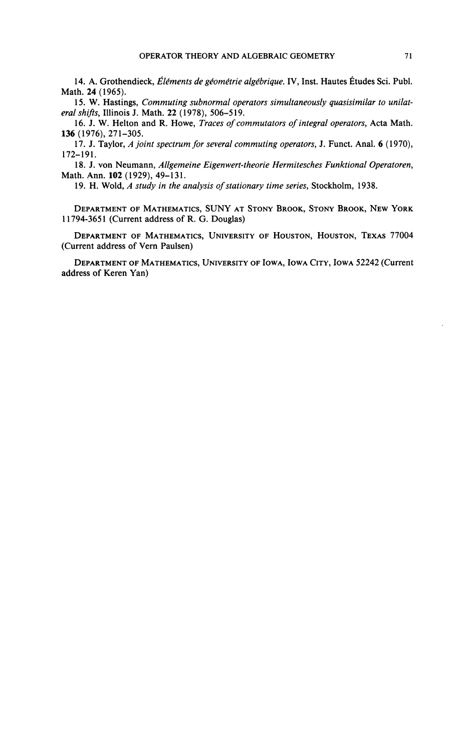14. A. Grothendieck, *Éléments de géométrie algébrique.* IV, Inst. Hautes Études Sci. Publ. Math. **24** (1965).

15. W. Hastings, *Commuting subnormal operators simultaneously quasisimilar to unilateral shifts*, Illinois J. Math. **22** (1978), 506–519.

16. J. W. Helton and R. Howe, *Traces of commutators of integral operators*, Acta Math. **136** (1976), 271–305.

17. J. Taylor, *A joint spectrum for several commuting operators*, J. Funct. Anal. **6** (1970), 172–191.

18. J. von Neumann, *Allgemeine Eigenwert-theorie Hermitesches Funktional Operatoren*, Math. Ann. **102** (1929), 49–131.

19. H. Wold, *A study in the analysis of stationary time series*, Stockholm, 1938.

Department of Mathematics, SUNY at Stony Brook, Stony Brook, New York 11794-3651 (Current address of R. G. Douglas)

Department of Mathematics, University of Houston, Houston, Texas 77004 (Current address of Vern Paulsen)

Department of Mathematics, University of Iowa, Iowa City, Iowa 52242 (Current address of Keren Yan)